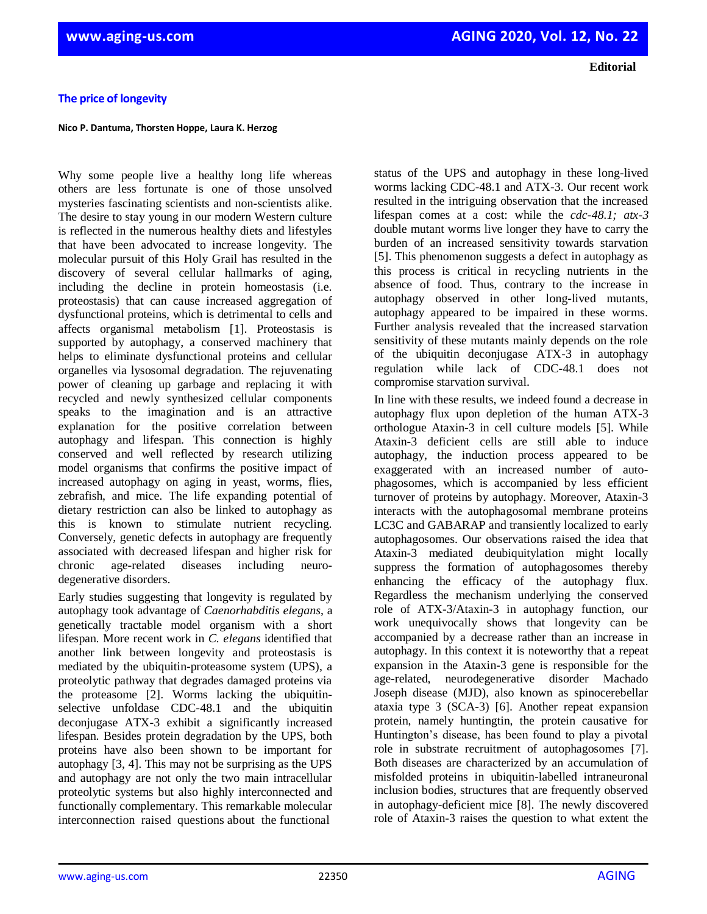**Editorial**

# The price of longevity

**Nico P. Dantuma, Thorsten Hoppe, Laura K. Herzog**

Why some people live a healthy long life whereas others are less fortunate is one of those unsolved mysteries fascinating scientists and non-scientists alike. The desire to stay young in our modern Western culture is reflected in the numerous healthy diets and lifestyles that have been advocated to increase longevity. The molecular pursuit of this Holy Grail has resulted in the discovery of several cellular hallmarks of aging, including the decline in protein homeostasis (i.e. proteostasis) that can cause increased aggregation of dysfunctional proteins, which is detrimental to cells and affects organismal metabolism [1]. Proteostasis is supported by autophagy, a conserved machinery that helps to eliminate dysfunctional proteins and cellular organelles via lysosomal degradation. The rejuvenating power of cleaning up garbage and replacing it with recycled and newly synthesized cellular components speaks to the imagination and is an attractive explanation for the positive correlation between autophagy and lifespan. This connection is highly conserved and well reflected by research utilizing model organisms that confirms the positive impact of increased autophagy on aging in yeast, worms, flies, zebrafish, and mice. The life expanding potential of dietary restriction can also be linked to autophagy as this is known to stimulate nutrient recycling. Conversely, genetic defects in autophagy are frequently associated with decreased lifespan and higher risk for chronic age-related diseases including neurodegenerative disorders.

Early studies suggesting that longevity is regulated by autophagy took advantage of *Caenorhabditis elegans*, a genetically tractable model organism with a short lifespan. More recent work in *C. elegans* identified that another link between longevity and proteostasis is mediated by the ubiquitin-proteasome system (UPS), a proteolytic pathway that degrades damaged proteins via the proteasome [2]. Worms lacking the ubiquitin-selective unfoldase CDC-48.1 and the ubiquitin deconjugase ATX-3 exhibit a significantly increased lifespan. Besides protein degradation by the UPS, both proteins have also been shown to be important for autophagy [3, 4]. This may not be surprising as the UPS and autophagy are not only the two main intracellular proteolytic systems but also highly interconnected and functionally complementary. This remarkable molecular interconnection raised questions about the functional status of the UPS and autophagy in these long-lived worms lacking CDC-48.1 and ATX-3. Our recent work resulted in the intriguing observation that the increased lifespan comes at a cost: while the *cdc-48.1; atx-3* double mutant worms live longer they have to carry the burden of an increased sensitivity towards starvation [5]. This phenomenon suggests a defect in autophagy as this process is critical in recycling nutrients in the absence of food. Thus, contrary to the increase in autophagy observed in other long-lived mutants, autophagy appeared to be impaired in these worms. Further analysis revealed that the increased starvation sensitivity of these mutants mainly depends on the role of the ubiquitin deconjugase ATX-3 in autophagy regulation while lack of CDC-48.1 does not compromise starvation survival.

In line with these results, we indeed found a decrease in autophagy flux upon depletion of the human ATX-3 orthologue Ataxin-3 in cell culture models [5]. While Ataxin-3 deficient cells are still able to induce autophagy, the induction process appeared to be exaggerated with an increased number of autophagosomes, which is accompanied by less efficient turnover of proteins by autophagy. Moreover, Ataxin-3 interacts with the autophagosomal membrane proteins LC3C and GABARAP and transiently localized to early autophagosomes. Our observations raised the idea that Ataxin-3 mediated deubiquitylation might locally suppress the formation of autophagosomes thereby enhancing the efficacy of the autophagy flux. Regardless the mechanism underlying the conserved role of ATX-3/Ataxin-3 in autophagy function, our work unequivocally shows that longevity can be accompanied by a decrease rather than an increase in autophagy. In this context it is noteworthy that a repeat expansion in the Ataxin-3 gene is responsible for the age-related, neurodegenerative disorder Machado Joseph disease (MJD), also known as spinocerebellar ataxia type 3 (SCA-3) [6]. Another repeat expansion protein, namely huntingtin, the protein causative for Huntington's disease, has been found to play a pivotal role in substrate recruitment of autophagosomes [7]. Both diseases are characterized by an accumulation of misfolded proteins in ubiquitin-labelled intraneuronal inclusion bodies, structures that are frequently observed in autophagy-deficient mice [8]. The newly discovered role of Ataxin-3 raises the question to what extent the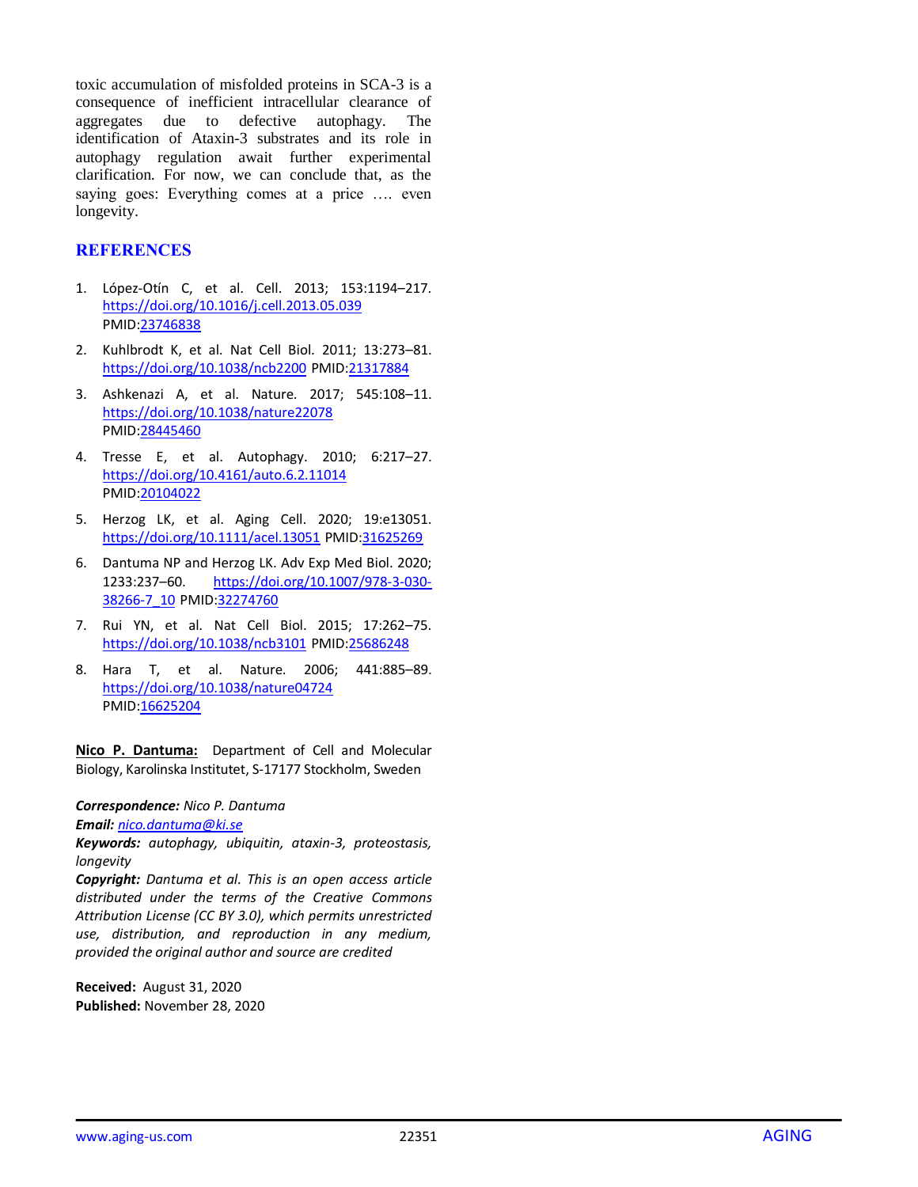toxic accumulation of misfolded proteins in SCA-3 is a consequence of inefficient intracellular clearance of aggregates due to defective autophagy. The identification of Ataxin-3 substrates and its role in autophagy regulation await further experimental clarification. For now, we can conclude that, as the saying goes: Everything comes at a price …. even longevity.

## REFERENCES

1. López-Otín C, et al. Cell. 2013; 153:1194–217. https://doi.org/10.1016/j.cell.2013.05.039 PMID:23746838

2. Kuhlbrodt K, et al. Nat Cell Biol. 2011; 13:273–81. https://doi.org/10.1038/ncb2200 PMID:21317884

3. Ashkenazi A, et al. Nature. 2017; 545:108–11. https://doi.org/10.1038/nature22078 PMID:28445460

4. Tresse E, et al. Autophagy. 2010; 6:217–27. https://doi.org/10.4161/auto.6.2.11014 PMID:20104022

5. Herzog LK, et al. Aging Cell. 2020; 19:e13051. https://doi.org/10.1111/acel.13051 PMID:31625269

6. Dantuma NP and Herzog LK. Adv Exp Med Biol. 2020; 1233:237–60. https://doi.org/10.1007/978-3-030-38266-7_10 PMID:32274760

7. Rui YN, et al. Nat Cell Biol. 2015; 17:262–75. https://doi.org/10.1038/ncb3101 PMID:25686248

8. Hara T, et al. Nature. 2006; 441:885–89. https://doi.org/10.1038/nature04724 PMID:16625204

**Nico P. Dantuma:** Department of Cell and Molecular Biology, Karolinska Institutet, S-17177 Stockholm, Sweden

***Correspondence:*** *Nico P. Dantuma*
***Email:*** *nico.dantuma@ki.se*
***Keywords:*** *autophagy, ubiquitin, ataxin-3, proteostasis, longevity*
***Copyright:*** *Dantuma et al. This is an open access article distributed under the terms of the Creative Commons Attribution License (CC BY 3.0), which permits unrestricted use, distribution, and reproduction in any medium, provided the original author and source are credited*

**Received:** August 31, 2020
**Published:** November 28, 2020